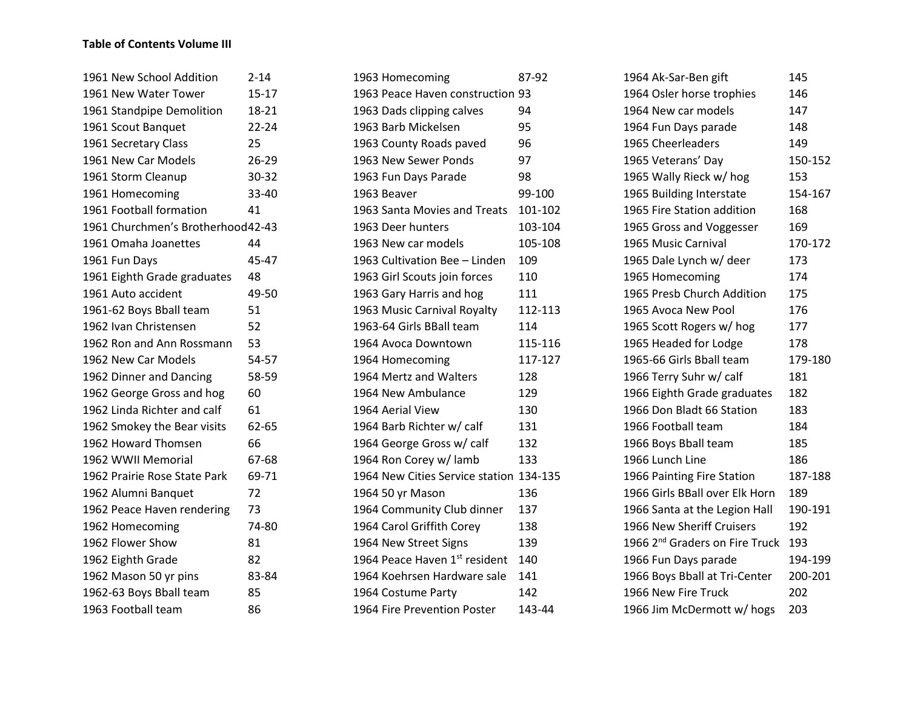**Table of Contents Volume III**

| Entry | Pages |
|---|---|
| 1961 New School Addition | 2-14 |
| 1961 New Water Tower | 15-17 |
| 1961 Standpipe Demolition | 18-21 |
| 1961 Scout Banquet | 22-24 |
| 1961 Secretary Class | 25 |
| 1961 New Car Models | 26-29 |
| 1961 Storm Cleanup | 30-32 |
| 1961 Homecoming | 33-40 |
| 1961 Football formation | 41 |
| 1961 Churchmen's Brotherhood | 42-43 |
| 1961 Omaha Joanettes | 44 |
| 1961 Fun Days | 45-47 |
| 1961 Eighth Grade graduates | 48 |
| 1961 Auto accident | 49-50 |
| 1961-62 Boys Bball team | 51 |
| 1962 Ivan Christensen | 52 |
| 1962 Ron and Ann Rossmann | 53 |
| 1962 New Car Models | 54-57 |
| 1962 Dinner and Dancing | 58-59 |
| 1962 George Gross and hog | 60 |
| 1962 Linda Richter and calf | 61 |
| 1962 Smokey the Bear visits | 62-65 |
| 1962 Howard Thomsen | 66 |
| 1962 WWII Memorial | 67-68 |
| 1962 Prairie Rose State Park | 69-71 |
| 1962 Alumni Banquet | 72 |
| 1962 Peace Haven rendering | 73 |
| 1962 Homecoming | 74-80 |
| 1962 Flower Show | 81 |
| 1962 Eighth Grade | 82 |
| 1962 Mason 50 yr pins | 83-84 |
| 1962-63 Boys Bball team | 85 |
| 1963 Football team | 86 |
| 1963 Homecoming | 87-92 |
| 1963 Peace Haven construction | 93 |
| 1963 Dads clipping calves | 94 |
| 1963 Barb Mickelsen | 95 |
| 1963 County Roads paved | 96 |
| 1963 New Sewer Ponds | 97 |
| 1963 Fun Days Parade | 98 |
| 1963 Beaver | 99-100 |
| 1963 Santa Movies and Treats | 101-102 |
| 1963 Deer hunters | 103-104 |
| 1963 New car models | 105-108 |
| 1963 Cultivation Bee – Linden | 109 |
| 1963 Girl Scouts join forces | 110 |
| 1963 Gary Harris and hog | 111 |
| 1963 Music Carnival Royalty | 112-113 |
| 1963-64 Girls BBall team | 114 |
| 1964 Avoca Downtown | 115-116 |
| 1964 Homecoming | 117-127 |
| 1964 Mertz and Walters | 128 |
| 1964 New Ambulance | 129 |
| 1964 Aerial View | 130 |
| 1964 Barb Richter w/ calf | 131 |
| 1964 George Gross w/ calf | 132 |
| 1964 Ron Corey w/ lamb | 133 |
| 1964 New Cities Service station | 134-135 |
| 1964 50 yr Mason | 136 |
| 1964 Community Club dinner | 137 |
| 1964 Carol Griffith Corey | 138 |
| 1964 New Street Signs | 139 |
| 1964 Peace Haven 1st resident | 140 |
| 1964 Koehrsen Hardware sale | 141 |
| 1964 Costume Party | 142 |
| 1964 Fire Prevention Poster | 143-44 |
| 1964 Ak-Sar-Ben gift | 145 |
| 1964 Osler horse trophies | 146 |
| 1964 New car models | 147 |
| 1964 Fun Days parade | 148 |
| 1965 Cheerleaders | 149 |
| 1965 Veterans' Day | 150-152 |
| 1965 Wally Rieck w/ hog | 153 |
| 1965 Building Interstate | 154-167 |
| 1965 Fire Station addition | 168 |
| 1965 Gross and Voggesser | 169 |
| 1965 Music Carnival | 170-172 |
| 1965 Dale Lynch w/ deer | 173 |
| 1965 Homecoming | 174 |
| 1965 Presb Church Addition | 175 |
| 1965 Avoca New Pool | 176 |
| 1965 Scott Rogers w/ hog | 177 |
| 1965 Headed for Lodge | 178 |
| 1965-66 Girls Bball team | 179-180 |
| 1966 Terry Suhr w/ calf | 181 |
| 1966 Eighth Grade graduates | 182 |
| 1966 Don Bladt 66 Station | 183 |
| 1966 Football team | 184 |
| 1966 Boys Bball team | 185 |
| 1966 Lunch Line | 186 |
| 1966 Painting Fire Station | 187-188 |
| 1966 Girls BBall over Elk Horn | 189 |
| 1966 Santa at the Legion Hall | 190-191 |
| 1966 New Sheriff Cruisers | 192 |
| 1966 2nd Graders on Fire Truck | 193 |
| 1966 Fun Days parade | 194-199 |
| 1966 Boys Bball at Tri-Center | 200-201 |
| 1966 New Fire Truck | 202 |
| 1966 Jim McDermott w/ hogs | 203 |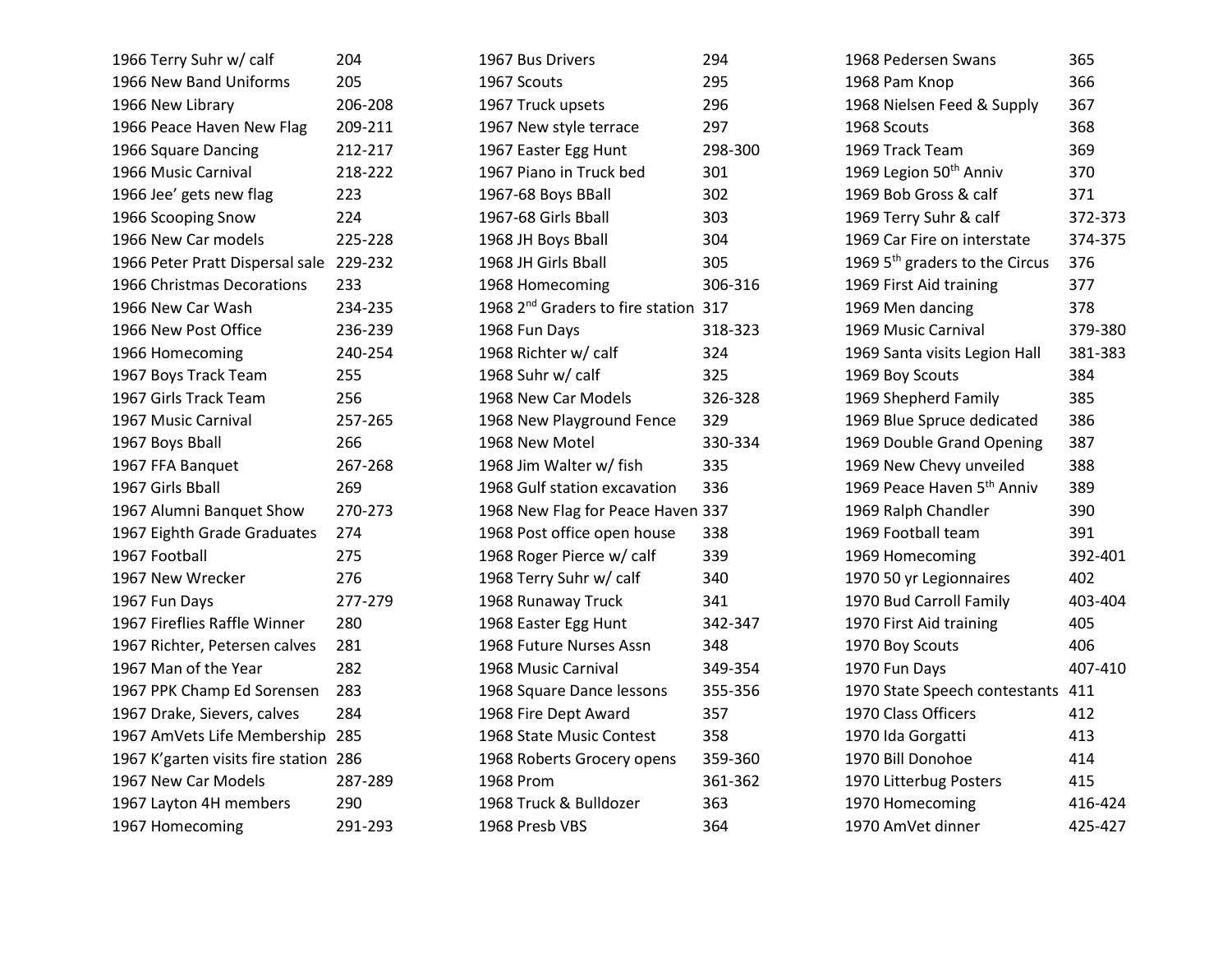| Event | Pages |
|---|---|
| 1966 Terry Suhr w/ calf | 204 |
| 1966 New Band Uniforms | 205 |
| 1966 New Library | 206-208 |
| 1966 Peace Haven New Flag | 209-211 |
| 1966 Square Dancing | 212-217 |
| 1966 Music Carnival | 218-222 |
| 1966 Jee' gets new flag | 223 |
| 1966 Scooping Snow | 224 |
| 1966 New Car models | 225-228 |
| 1966 Peter Pratt Dispersal sale | 229-232 |
| 1966 Christmas Decorations | 233 |
| 1966 New Car Wash | 234-235 |
| 1966 New Post Office | 236-239 |
| 1966 Homecoming | 240-254 |
| 1967 Boys Track Team | 255 |
| 1967 Girls Track Team | 256 |
| 1967 Music Carnival | 257-265 |
| 1967 Boys Bball | 266 |
| 1967 FFA Banquet | 267-268 |
| 1967 Girls Bball | 269 |
| 1967 Alumni Banquet Show | 270-273 |
| 1967 Eighth Grade Graduates | 274 |
| 1967 Football | 275 |
| 1967 New Wrecker | 276 |
| 1967 Fun Days | 277-279 |
| 1967 Fireflies Raffle Winner | 280 |
| 1967 Richter, Petersen calves | 281 |
| 1967 Man of the Year | 282 |
| 1967 PPK Champ Ed Sorensen | 283 |
| 1967 Drake, Sievers, calves | 284 |
| 1967 AmVets Life Membership | 285 |
| 1967 K'garten visits fire station | 286 |
| 1967 New Car Models | 287-289 |
| 1967 Layton 4H members | 290 |
| 1967 Homecoming | 291-293 |
| 1967 Bus Drivers | 294 |
| 1967 Scouts | 295 |
| 1967 Truck upsets | 296 |
| 1967 New style terrace | 297 |
| 1967 Easter Egg Hunt | 298-300 |
| 1967 Piano in Truck bed | 301 |
| 1967-68 Boys BBall | 302 |
| 1967-68 Girls Bball | 303 |
| 1968 JH Boys Bball | 304 |
| 1968 JH Girls Bball | 305 |
| 1968 Homecoming | 306-316 |
| 1968 2nd Graders to fire station | 317 |
| 1968 Fun Days | 318-323 |
| 1968 Richter w/ calf | 324 |
| 1968 Suhr w/ calf | 325 |
| 1968 New Car Models | 326-328 |
| 1968 New Playground Fence | 329 |
| 1968 New Motel | 330-334 |
| 1968 Jim Walter w/ fish | 335 |
| 1968 Gulf station excavation | 336 |
| 1968 New Flag for Peace Haven | 337 |
| 1968 Post office open house | 338 |
| 1968 Roger Pierce w/ calf | 339 |
| 1968 Terry Suhr w/ calf | 340 |
| 1968 Runaway Truck | 341 |
| 1968 Easter Egg Hunt | 342-347 |
| 1968 Future Nurses Assn | 348 |
| 1968 Music Carnival | 349-354 |
| 1968 Square Dance lessons | 355-356 |
| 1968 Fire Dept Award | 357 |
| 1968 State Music Contest | 358 |
| 1968 Roberts Grocery opens | 359-360 |
| 1968 Prom | 361-362 |
| 1968 Truck & Bulldozer | 363 |
| 1968 Presb VBS | 364 |
| 1968 Pedersen Swans | 365 |
| 1968 Pam Knop | 366 |
| 1968 Nielsen Feed & Supply | 367 |
| 1968 Scouts | 368 |
| 1969 Track Team | 369 |
| 1969 Legion 50th Anniv | 370 |
| 1969 Bob Gross & calf | 371 |
| 1969 Terry Suhr & calf | 372-373 |
| 1969 Car Fire on interstate | 374-375 |
| 1969 5th graders to the Circus | 376 |
| 1969 First Aid training | 377 |
| 1969 Men dancing | 378 |
| 1969 Music Carnival | 379-380 |
| 1969 Santa visits Legion Hall | 381-383 |
| 1969 Boy Scouts | 384 |
| 1969 Shepherd Family | 385 |
| 1969 Blue Spruce dedicated | 386 |
| 1969 Double Grand Opening | 387 |
| 1969 New Chevy unveiled | 388 |
| 1969 Peace Haven 5th Anniv | 389 |
| 1969 Ralph Chandler | 390 |
| 1969 Football team | 391 |
| 1969 Homecoming | 392-401 |
| 1970 50 yr Legionnaires | 402 |
| 1970 Bud Carroll Family | 403-404 |
| 1970 First Aid training | 405 |
| 1970 Boy Scouts | 406 |
| 1970 Fun Days | 407-410 |
| 1970 State Speech contestants | 411 |
| 1970 Class Officers | 412 |
| 1970 Ida Gorgatti | 413 |
| 1970 Bill Donohoe | 414 |
| 1970 Litterbug Posters | 415 |
| 1970 Homecoming | 416-424 |
| 1970 AmVet dinner | 425-427 |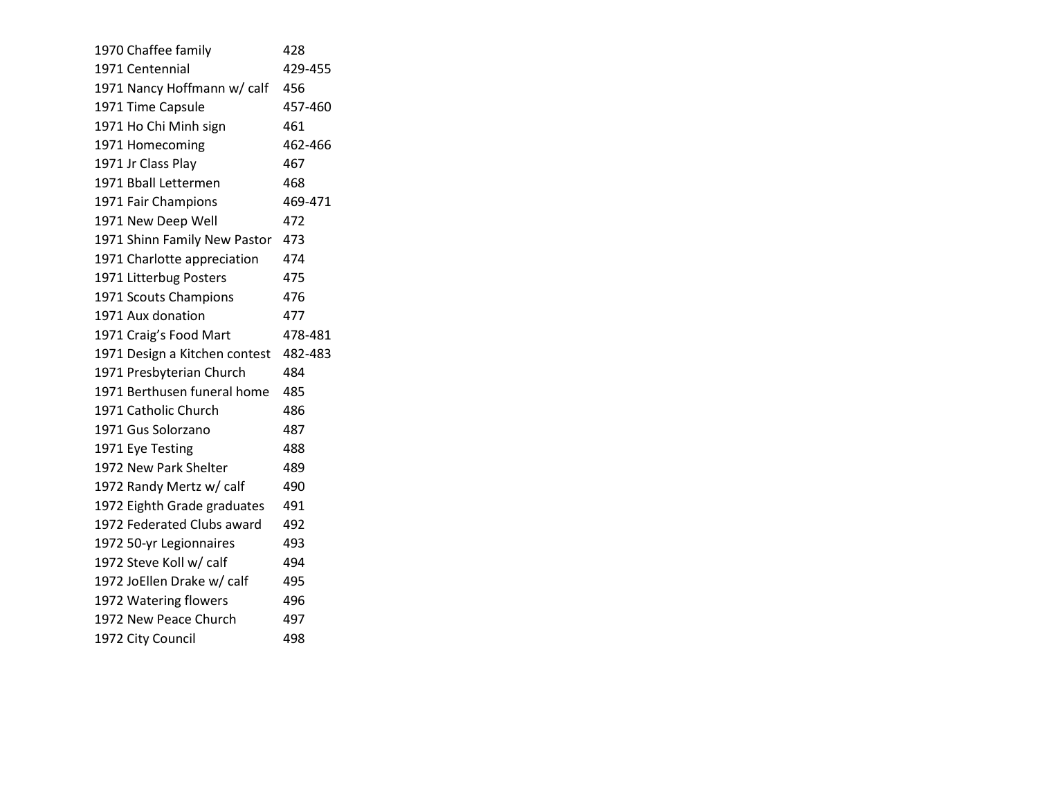| | |
|---|---|
| 1970 Chaffee family | 428 |
| 1971 Centennial | 429-455 |
| 1971 Nancy Hoffmann w/ calf | 456 |
| 1971 Time Capsule | 457-460 |
| 1971 Ho Chi Minh sign | 461 |
| 1971 Homecoming | 462-466 |
| 1971 Jr Class Play | 467 |
| 1971 Bball Lettermen | 468 |
| 1971 Fair Champions | 469-471 |
| 1971 New Deep Well | 472 |
| 1971 Shinn Family New Pastor | 473 |
| 1971 Charlotte appreciation | 474 |
| 1971 Litterbug Posters | 475 |
| 1971 Scouts Champions | 476 |
| 1971 Aux donation | 477 |
| 1971 Craig's Food Mart | 478-481 |
| 1971 Design a Kitchen contest | 482-483 |
| 1971 Presbyterian Church | 484 |
| 1971 Berthusen funeral home | 485 |
| 1971 Catholic Church | 486 |
| 1971 Gus Solorzano | 487 |
| 1971 Eye Testing | 488 |
| 1972 New Park Shelter | 489 |
| 1972 Randy Mertz w/ calf | 490 |
| 1972 Eighth Grade graduates | 491 |
| 1972 Federated Clubs award | 492 |
| 1972 50-yr Legionnaires | 493 |
| 1972 Steve Koll w/ calf | 494 |
| 1972 JoEllen Drake w/ calf | 495 |
| 1972 Watering flowers | 496 |
| 1972 New Peace Church | 497 |
| 1972 City Council | 498 |